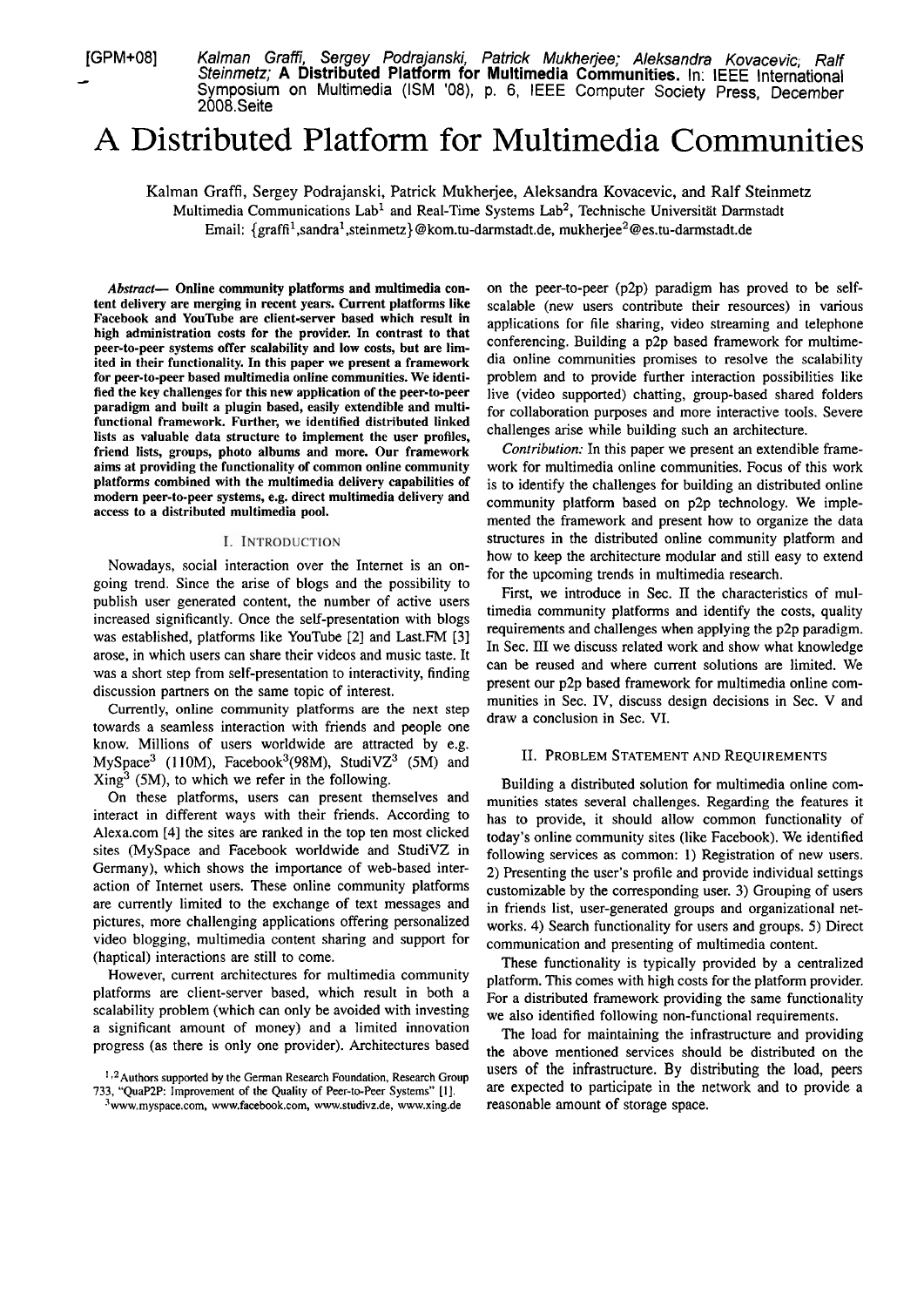[GPM+08] Kalman Graffi, Sergey Podrajanski, Patrick Mukherjee; Aleksandra Kovacevic; Ralf Steinmetz; **A Distributed Platform for Multimedia Communities.** In: IEEE International Symposium on Multimedia (ISM '08), p. 6, IEEE Computer Society Press, December 2008.Seite

# A Distributed Platform for Multimedia Communities

Kalman Graffi, Sergey Podrajanski, Patrick Mukherjee, Aleksandra Kovacevic, and Ralf Steinmetz
Multimedia Communications Lab[1] and Real-Time Systems Lab[2], Technische Universität Darmstadt
Email: {graffi[1],sandra[1],steinmetz}@kom.tu-darmstadt.de, mukherjee[2]@es.tu-darmstadt.de

***Abstract*— Online community platforms and multimedia content delivery are merging in recent years. Current platforms like Facebook and YouTube are client-server based which result in high administration costs for the provider. In contrast to that peer-to-peer systems offer scalability and low costs, but are limited in their functionality. In this paper we present a framework for peer-to-peer based multimedia online communities. We identified the key challenges for this new application of the peer-to-peer paradigm and built a plugin based, easily extendible and multi-functional framework. Further, we identified distributed linked lists as valuable data structure to implement the user profiles, friend lists, groups, photo albums and more. Our framework aims at providing the functionality of common online community platforms combined with the multimedia delivery capabilities of modern peer-to-peer systems, e.g. direct multimedia delivery and access to a distributed multimedia pool.**

## I. Introduction

Nowadays, social interaction over the Internet is an ongoing trend. Since the arise of blogs and the possibility to publish user generated content, the number of active users increased significantly. Once the self-presentation with blogs was established, platforms like YouTube [2] and Last.FM [3] arose, in which users can share their videos and music taste. It was a short step from self-presentation to interactivity, finding discussion partners on the same topic of interest.

Currently, online community platforms are the next step towards a seamless interaction with friends and people one know. Millions of users worldwide are attracted by e.g. MySpace[3] (110M), Facebook[3](98M), StudiVZ[3] (5M) and Xing[3] (5M), to which we refer in the following.

On these platforms, users can present themselves and interact in different ways with their friends. According to Alexa.com [4] the sites are ranked in the top ten most clicked sites (MySpace and Facebook worldwide and StudiVZ in Germany), which shows the importance of web-based interaction of Internet users. These online community platforms are currently limited to the exchange of text messages and pictures, more challenging applications offering personalized video blogging, multimedia content sharing and support for (haptical) interactions are still to come.

However, current architectures for multimedia community platforms are client-server based, which result in both a scalability problem (which can only be avoided with investing a significant amount of money) and a limited innovation progress (as there is only one provider). Architectures based on the peer-to-peer (p2p) paradigm has proved to be self-scalable (new users contribute their resources) in various applications for file sharing, video streaming and telephone conferencing. Building a p2p based framework for multimedia online communities promises to resolve the scalability problem and to provide further interaction possibilities like live (video supported) chatting, group-based shared folders for collaboration purposes and more interactive tools. Severe challenges arise while building such an architecture.

*Contribution:* In this paper we present an extendible framework for multimedia online communities. Focus of this work is to identify the challenges for building an distributed online community platform based on p2p technology. We implemented the framework and present how to organize the data structures in the distributed online community platform and how to keep the architecture modular and still easy to extend for the upcoming trends in multimedia research.

First, we introduce in Sec. II the characteristics of multimedia community platforms and identify the costs, quality requirements and challenges when applying the p2p paradigm. In Sec. III we discuss related work and show what knowledge can be reused and where current solutions are limited. We present our p2p based framework for multimedia online communities in Sec. IV, discuss design decisions in Sec. V and draw a conclusion in Sec. VI.

## II. Problem Statement and Requirements

Building a distributed solution for multimedia online communities states several challenges. Regarding the features it has to provide, it should allow common functionality of today's online community sites (like Facebook). We identified following services as common: 1) Registration of new users. 2) Presenting the user's profile and provide individual settings customizable by the corresponding user. 3) Grouping of users in friends list, user-generated groups and organizational networks. 4) Search functionality for users and groups. 5) Direct communication and presenting of multimedia content.

These functionality is typically provided by a centralized platform. This comes with high costs for the platform provider. For a distributed framework providing the same functionality we also identified following non-functional requirements.

The load for maintaining the infrastructure and providing the above mentioned services should be distributed on the users of the infrastructure. By distributing the load, peers are expected to participate in the network and to provide a reasonable amount of storage space.

[1,2] Authors supported by the German Research Foundation, Research Group 733, "QuaP2P: Improvement of the Quality of Peer-to-Peer Systems" [1].

[3] www.myspace.com, www.facebook.com, www.studivz.de, www.xing.de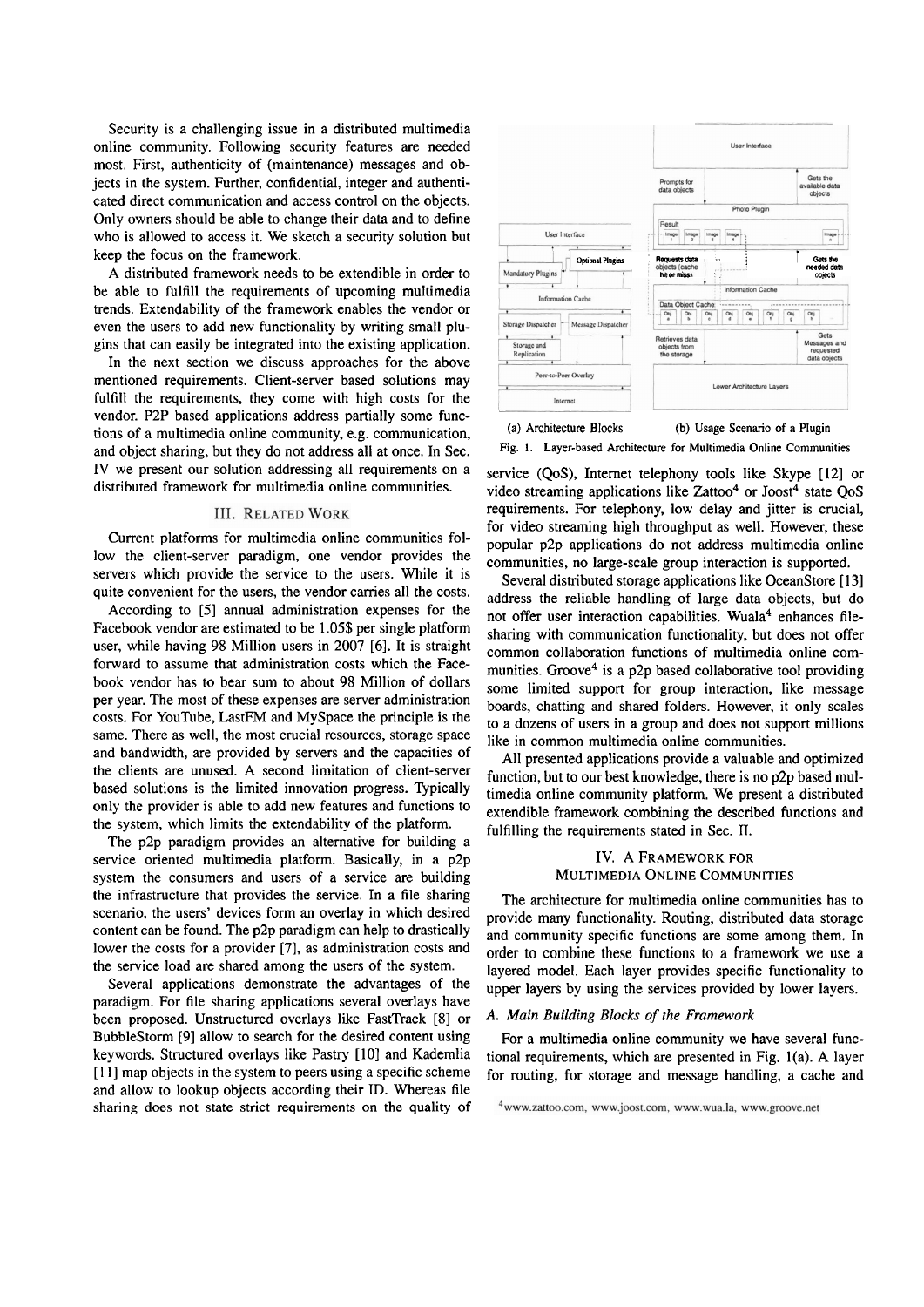Security is a challenging issue in a distributed multimedia online community. Following security features are needed most. First, authenticity of (maintenance) messages and objects in the system. Further, confidential, integer and authenticated direct communication and access control on the objects. Only owners should be able to change their data and to define who is allowed to access it. We sketch a security solution but keep the focus on the framework.

A distributed framework needs to be extendible in order to be able to fulfill the requirements of upcoming multimedia trends. Extendability of the framework enables the vendor or even the users to add new functionality by writing small plugins that can easily be integrated into the existing application.

In the next section we discuss approaches for the above mentioned requirements. Client-server based solutions may fulfill the requirements, they come with high costs for the vendor. P2P based applications address partially some functions of a multimedia online community, e.g. communication, and object sharing, but they do not address all at once. In Sec. IV we present our solution addressing all requirements on a distributed framework for multimedia online communities.

## III. Related Work

Current platforms for multimedia online communities follow the client-server paradigm, one vendor provides the servers which provide the service to the users. While it is quite convenient for the users, the vendor carries all the costs.

According to [5] annual administration expenses for the Facebook vendor are estimated to be 1.05$ per single platform user, while having 98 Million users in 2007 [6]. It is straight forward to assume that administration costs which the Facebook vendor has to bear sum to about 98 Million of dollars per year. The most of these expenses are server administration costs. For YouTube, LastFM and MySpace the principle is the same. There as well, the most crucial resources, storage space and bandwidth, are provided by servers and the capacities of the clients are unused. A second limitation of client-server based solutions is the limited innovation progress. Typically only the provider is able to add new features and functions to the system, which limits the extendability of the platform.

The p2p paradigm provides an alternative for building a service oriented multimedia platform. Basically, in a p2p system the consumers and users of a service are building the infrastructure that provides the service. In a file sharing scenario, the users' devices form an overlay in which desired content can be found. The p2p paradigm can help to drastically lower the costs for a provider [7], as administration costs and the service load are shared among the users of the system.

Several applications demonstrate the advantages of the paradigm. For file sharing applications several overlays have been proposed. Unstructured overlays like FastTrack [8] or BubbleStorm [9] allow to search for the desired content using keywords. Structured overlays like Pastry [10] and Kademlia [11] map objects in the system to peers using a specific scheme and allow to lookup objects according their ID. Whereas file sharing does not state strict requirements on the quality of service (QoS), Internet telephony tools like Skype [12] or video streaming applications like Zattoo[4] or Joost[4] state QoS requirements. For telephony, low delay and jitter is crucial, for video streaming high throughput as well. However, these popular p2p applications do not address multimedia online communities, no large-scale group interaction is supported.

Several distributed storage applications like OceanStore [13] address the reliable handling of large data objects, but do not offer user interaction capabilities. Wuala[4] enhances file-sharing with communication functionality, but does not offer common collaboration functions of multimedia online communities. Groove[4] is a p2p based collaborative tool providing some limited support for group interaction, like message boards, chatting and shared folders. However, it only scales to a dozens of users in a group and does not support millions like in common multimedia online communities.

All presented applications provide a valuable and optimized function, but to our best knowledge, there is no p2p based multimedia online community platform. We present a distributed extendible framework combining the described functions and fulfilling the requirements stated in Sec. II.

User Interface
Optional Plugins
Mandatory Plugins
Information Cache
Storage Dispatcher
Message Dispatcher
Storage and Replication
Peer-to-Peer Overlay
Internet

(a) Architecture Blocks

User Interface
Prompts for data objects
Gets the available data objects
Photo Plugin
Result
Image 1 Image 2 Image 3 Image 4 Image n
Requests data objects (cache hit or miss)
Gets the needed data objects
Information Cache
Data Object Cache
Obj a Obj b Obj c Obj d Obj e Obj f Obj g Obj h
Retrieves data objects from the storage
Gets Messages and requested data objects
Lower Architecture Layers

(b) Usage Scenario of a Plugin

Fig. 1. Layer-based Architecture for Multimedia Online Communities

## IV. A Framework for Multimedia Online Communities

The architecture for multimedia online communities has to provide many functionality. Routing, distributed data storage and community specific functions are some among them. In order to combine these functions to a framework we use a layered model. Each layer provides specific functionality to upper layers by using the services provided by lower layers.

### A. Main Building Blocks of the Framework

For a multimedia online community we have several functional requirements, which are presented in Fig. 1(a). A layer for routing, for storage and message handling, a cache and

[4] www.zattoo.com, www.joost.com, www.wua.la, www.groove.net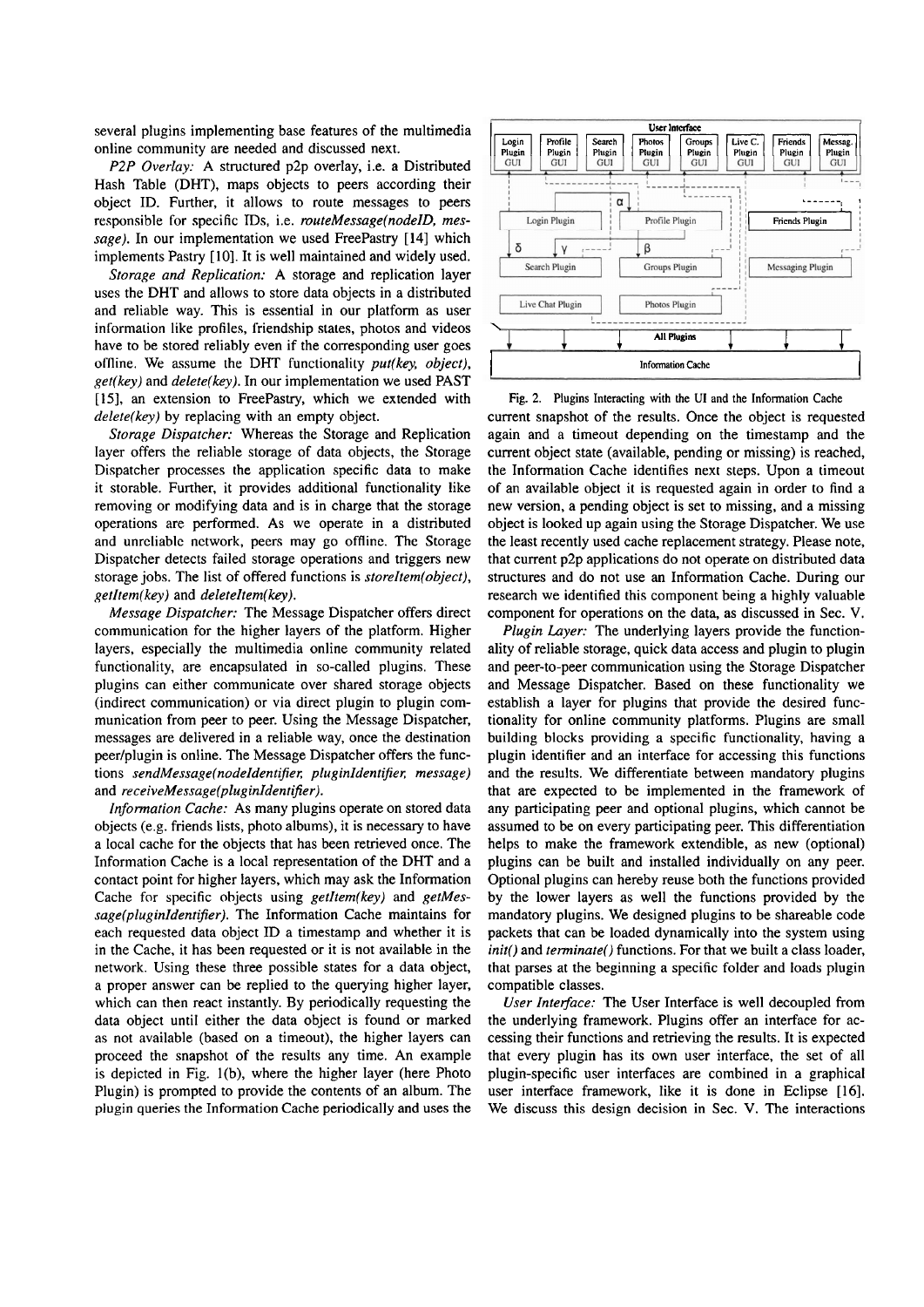several plugins implementing base features of the multimedia online community are needed and discussed next.

*P2P Overlay:* A structured p2p overlay, i.e. a Distributed Hash Table (DHT), maps objects to peers according their object ID. Further, it allows to route messages to peers responsible for specific IDs, i.e. *routeMessage(nodeID, message)*. In our implementation we used FreePastry [14] which implements Pastry [10]. It is well maintained and widely used.

*Storage and Replication:* A storage and replication layer uses the DHT and allows to store data objects in a distributed and reliable way. This is essential in our platform as user information like profiles, friendship states, photos and videos have to be stored reliably even if the corresponding user goes offline. We assume the DHT functionality *put(key, object)*, *get(key)* and *delete(key)*. In our implementation we used PAST [15], an extension to FreePastry, which we extended with *delete(key)* by replacing with an empty object.

*Storage Dispatcher:* Whereas the Storage and Replication layer offers the reliable storage of data objects, the Storage Dispatcher processes the application specific data to make it storable. Further, it provides additional functionality like removing or modifying data and is in charge that the storage operations are performed. As we operate in a distributed and unreliable network, peers may go offline. The Storage Dispatcher detects failed storage operations and triggers new storage jobs. The list of offered functions is *storeItem(object)*, *getItem(key)* and *deleteItem(key)*.

*Message Dispatcher:* The Message Dispatcher offers direct communication for the higher layers of the platform. Higher layers, especially the multimedia online community related functionality, are encapsulated in so-called plugins. These plugins can either communicate over shared storage objects (indirect communication) or via direct plugin to plugin communication from peer to peer. Using the Message Dispatcher, messages are delivered in a reliable way, once the destination peer/plugin is online. The Message Dispatcher offers the functions *sendMessage(nodeIdentifier, pluginIdentifier, message)* and *receiveMessage(pluginIdentifier)*.

*Information Cache:* As many plugins operate on stored data objects (e.g. friends lists, photo albums), it is necessary to have a local cache for the objects that has been retrieved once. The Information Cache is a local representation of the DHT and a contact point for higher layers, which may ask the Information Cache for specific objects using *getItem(key)* and *getMessage(pluginIdentifier)*. The Information Cache maintains for each requested data object ID a timestamp and whether it is in the Cache, it has been requested or it is not available in the network. Using these three possible states for a data object, a proper answer can be replied to the querying higher layer, which can then react instantly. By periodically requesting the data object until either the data object is found or marked as not available (based on a timeout), the higher layers can proceed the snapshot of the results any time. An example is depicted in Fig. 1(b), where the higher layer (here Photo Plugin) is prompted to provide the contents of an album. The plugin queries the Information Cache periodically and uses the current snapshot of the results. Once the object is requested again and a timeout depending on the timestamp and the current object state (available, pending or missing) is reached, the Information Cache identifies next steps. Upon a timeout of an available object it is requested again in order to find a new version, a pending object is set to missing, and a missing object is looked up again using the Storage Dispatcher. We use the least recently used cache replacement strategy. Please note, that current p2p applications do not operate on distributed data structures and do not use an Information Cache. During our research we identified this component being a highly valuable component for operations on the data, as discussed in Sec. V.

User Interface

Login Plugin GUI | Profile Plugin GUI | Search Plugin GUI | Photos Plugin GUI | Groups Plugin GUI | Live C. Plugin GUI | Friends Plugin GUI | Messag. Plugin GUI

α

Login Plugin

Profile Plugin

Friends Plugin

δ

γ

β

Search Plugin

Groups Plugin

Messaging Plugin

Live Chat Plugin

Photos Plugin

All Plugins

Information Cache

Fig. 2. Plugins Interacting with the UI and the Information Cache

*Plugin Layer:* The underlying layers provide the functionality of reliable storage, quick data access and plugin to plugin and peer-to-peer communication using the Storage Dispatcher and Message Dispatcher. Based on these functionality we establish a layer for plugins that provide the desired functionality for online community platforms. Plugins are small building blocks providing a specific functionality, having a plugin identifier and an interface for accessing this functions and the results. We differentiate between mandatory plugins that are expected to be implemented in the framework of any participating peer and optional plugins, which cannot be assumed to be on every participating peer. This differentiation helps to make the framework extendible, as new (optional) plugins can be built and installed individually on any peer. Optional plugins can hereby reuse both the functions provided by the lower layers as well the functions provided by the mandatory plugins. We designed plugins to be shareable code packets that can be loaded dynamically into the system using *init()* and *terminate()* functions. For that we built a class loader, that parses at the beginning a specific folder and loads plugin compatible classes.

*User Interface:* The User Interface is well decoupled from the underlying framework. Plugins offer an interface for accessing their functions and retrieving the results. It is expected that every plugin has its own user interface, the set of all plugin-specific user interfaces are combined in a graphical user interface framework, like it is done in Eclipse [16]. We discuss this design decision in Sec. V. The interactions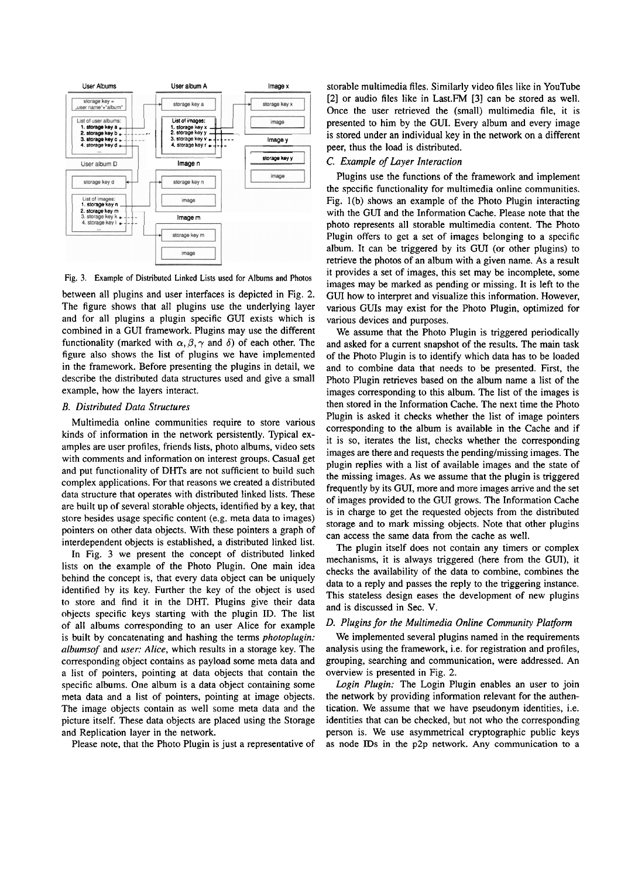Fig. 3. Example of Distributed Linked Lists used for Albums and Photos

between all plugins and user interfaces is depicted in Fig. 2. The figure shows that all plugins use the underlying layer and for all plugins a plugin specific GUI exists which is combined in a GUI framework. Plugins may use the different functionality (marked with $\alpha, \beta, \gamma$ and $\delta$) of each other. The figure also shows the list of plugins we have implemented in the framework. Before presenting the plugins in detail, we describe the distributed data structures used and give a small example, how the layers interact.

### B. Distributed Data Structures

Multimedia online communities require to store various kinds of information in the network persistently. Typical examples are user profiles, friends lists, photo albums, video sets with comments and information on interest groups. Casual get and put functionality of DHTs are not sufficient to build such complex applications. For that reasons we created a distributed data structure that operates with distributed linked lists. These are built up of several storable objects, identified by a key, that store besides usage specific content (e.g. meta data to images) pointers on other data objects. With these pointers a graph of interdependent objects is established, a distributed linked list.

In Fig. 3 we present the concept of distributed linked lists on the example of the Photo Plugin. One main idea behind the concept is, that every data object can be uniquely identified by its key. Further the key of the object is used to store and find it in the DHT. Plugins give their data objects specific keys starting with the plugin ID. The list of all albums corresponding to an user Alice for example is built by concatenating and hashing the terms *photoplugin: albumsof* and *user: Alice*, which results in a storage key. The corresponding object contains as payload some meta data and a list of pointers, pointing at data objects that contain the specific albums. One album is a data object containing some meta data and a list of pointers, pointing at image objects. The image objects contain as well some meta data and the picture itself. These data objects are placed using the Storage and Replication layer in the network.

Please note, that the Photo Plugin is just a representative of storable multimedia files. Similarly video files like in YouTube [2] or audio files like in Last.FM [3] can be stored as well. Once the user retrieved the (small) multimedia file, it is presented to him by the GUI. Every album and every image is stored under an individual key in the network on a different peer, thus the load is distributed.

### C. Example of Layer Interaction

Plugins use the functions of the framework and implement the specific functionality for multimedia online communities. Fig. 1(b) shows an example of the Photo Plugin interacting with the GUI and the Information Cache. Please note that the photo represents all storable multimedia content. The Photo Plugin offers to get a set of images belonging to a specific album. It can be triggered by its GUI (or other plugins) to retrieve the photos of an album with a given name. As a result it provides a set of images, this set may be incomplete, some images may be marked as pending or missing. It is left to the GUI how to interpret and visualize this information. However, various GUIs may exist for the Photo Plugin, optimized for various devices and purposes.

We assume that the Photo Plugin is triggered periodically and asked for a current snapshot of the results. The main task of the Photo Plugin is to identify which data has to be loaded and to combine data that needs to be presented. First, the Photo Plugin retrieves based on the album name a list of the images corresponding to this album. The list of the images is then stored in the Information Cache. The next time the Photo Plugin is asked it checks whether the list of image pointers corresponding to the album is available in the Cache and if it is so, iterates the list, checks whether the corresponding images are there and requests the pending/missing images. The plugin replies with a list of available images and the state of the missing images. As we assume that the plugin is triggered frequently by its GUI, more and more images arrive and the set of images provided to the GUI grows. The Information Cache is in charge to get the requested objects from the distributed storage and to mark missing objects. Note that other plugins can access the same data from the cache as well.

The plugin itself does not contain any timers or complex mechanisms, it is always triggered (here from the GUI), it checks the availability of the data to combine, combines the data to a reply and passes the reply to the triggering instance. This stateless design eases the development of new plugins and is discussed in Sec. V.

### D. Plugins for the Multimedia Online Community Platform

We implemented several plugins named in the requirements analysis using the framework, i.e. for registration and profiles, grouping, searching and communication, were addressed. An overview is presented in Fig. 2.

*Login Plugin:* The Login Plugin enables an user to join the network by providing information relevant for the authentication. We assume that we have pseudonym identities, i.e. identities that can be checked, but not who the corresponding person is. We use asymmetrical cryptographic public keys as node IDs in the p2p network. Any communication to a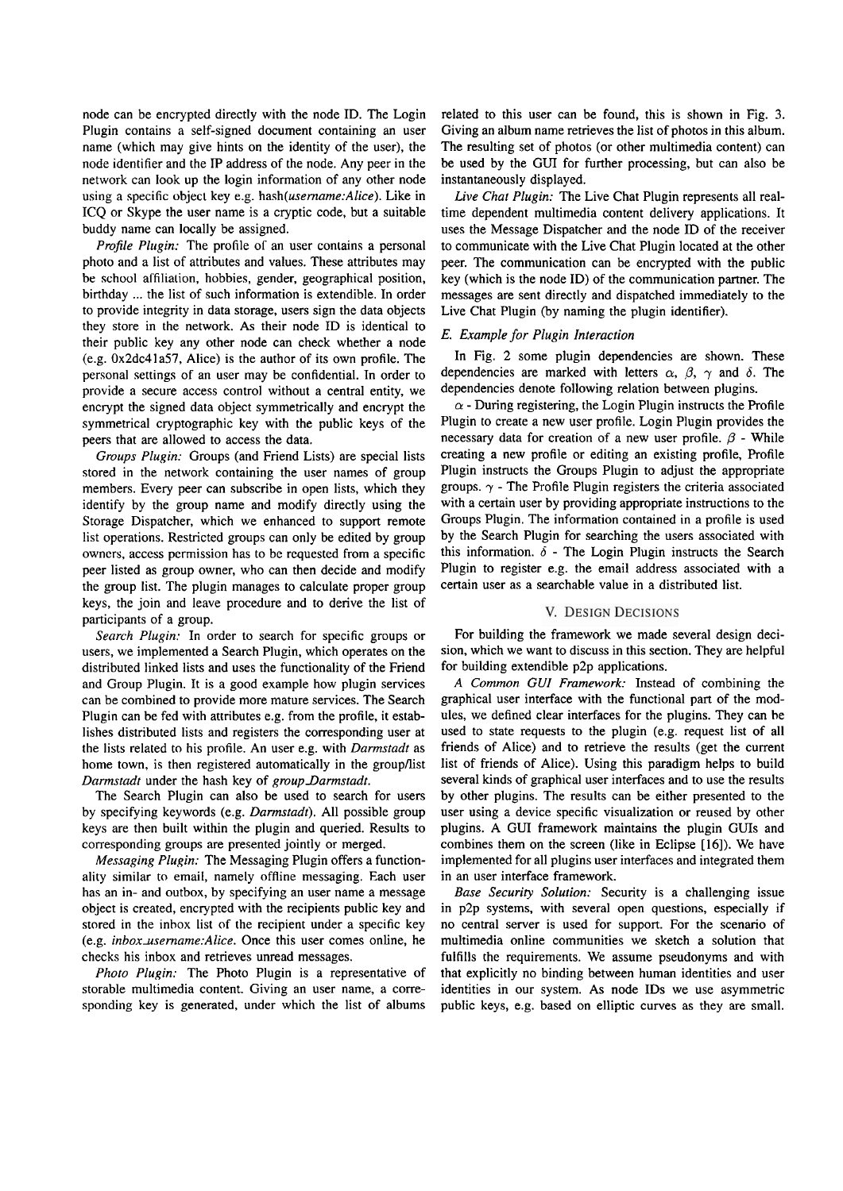node can be encrypted directly with the node ID. The Login Plugin contains a self-signed document containing an user name (which may give hints on the identity of the user), the node identifier and the IP address of the node. Any peer in the network can look up the login information of any other node using a specific object key e.g. hash(*username:Alice*). Like in ICQ or Skype the user name is a cryptic code, but a suitable buddy name can locally be assigned.

*Profile Plugin:* The profile of an user contains a personal photo and a list of attributes and values. These attributes may be school affiliation, hobbies, gender, geographical position, birthday ... the list of such information is extendible. In order to provide integrity in data storage, users sign the data objects they store in the network. As their node ID is identical to their public key any other node can check whether a node (e.g. 0x2dc41a57, Alice) is the author of its own profile. The personal settings of an user may be confidential. In order to provide a secure access control without a central entity, we encrypt the signed data object symmetrically and encrypt the symmetrical cryptographic key with the public keys of the peers that are allowed to access the data.

*Groups Plugin:* Groups (and Friend Lists) are special lists stored in the network containing the user names of group members. Every peer can subscribe in open lists, which they identify by the group name and modify directly using the Storage Dispatcher, which we enhanced to support remote list operations. Restricted groups can only be edited by group owners, access permission has to be requested from a specific peer listed as group owner, who can then decide and modify the group list. The plugin manages to calculate proper group keys, the join and leave procedure and to derive the list of participants of a group.

*Search Plugin:* In order to search for specific groups or users, we implemented a Search Plugin, which operates on the distributed linked lists and uses the functionality of the Friend and Group Plugin. It is a good example how plugin services can be combined to provide more mature services. The Search Plugin can be fed with attributes e.g. from the profile, it establishes distributed lists and registers the corresponding user at the lists related to his profile. An user e.g. with *Darmstadt* as home town, is then registered automatically in the group/list *Darmstadt* under the hash key of *group_Darmstadt*.

The Search Plugin can also be used to search for users by specifying keywords (e.g. *Darmstadt*). All possible group keys are then built within the plugin and queried. Results to corresponding groups are presented jointly or merged.

*Messaging Plugin:* The Messaging Plugin offers a functionality similar to email, namely offline messaging. Each user has an in- and outbox, by specifying an user name a message object is created, encrypted with the recipients public key and stored in the inbox list of the recipient under a specific key (e.g. *inbox_username:Alice*. Once this user comes online, he checks his inbox and retrieves unread messages.

*Photo Plugin:* The Photo Plugin is a representative of storable multimedia content. Giving an user name, a corresponding key is generated, under which the list of albums related to this user can be found, this is shown in Fig. 3. Giving an album name retrieves the list of photos in this album. The resulting set of photos (or other multimedia content) can be used by the GUI for further processing, but can also be instantaneously displayed.

*Live Chat Plugin:* The Live Chat Plugin represents all real-time dependent multimedia content delivery applications. It uses the Message Dispatcher and the node ID of the receiver to communicate with the Live Chat Plugin located at the other peer. The communication can be encrypted with the public key (which is the node ID) of the communication partner. The messages are sent directly and dispatched immediately to the Live Chat Plugin (by naming the plugin identifier).

### E. Example for Plugin Interaction

In Fig. 2 some plugin dependencies are shown. These dependencies are marked with letters $\alpha$, $\beta$, $\gamma$ and $\delta$. The dependencies denote following relation between plugins.

$\alpha$ - During registering, the Login Plugin instructs the Profile Plugin to create a new user profile. Login Plugin provides the necessary data for creation of a new user profile. $\beta$ - While creating a new profile or editing an existing profile, Profile Plugin instructs the Groups Plugin to adjust the appropriate groups. $\gamma$ - The Profile Plugin registers the criteria associated with a certain user by providing appropriate instructions to the Groups Plugin. The information contained in a profile is used by the Search Plugin for searching the users associated with this information. $\delta$ - The Login Plugin instructs the Search Plugin to register e.g. the email address associated with a certain user as a searchable value in a distributed list.

## V. Design Decisions

For building the framework we made several design decision, which we want to discuss in this section. They are helpful for building extendible p2p applications.

*A Common GUI Framework:* Instead of combining the graphical user interface with the functional part of the modules, we defined clear interfaces for the plugins. They can be used to state requests to the plugin (e.g. request list of all friends of Alice) and to retrieve the results (get the current list of friends of Alice). Using this paradigm helps to build several kinds of graphical user interfaces and to use the results by other plugins. The results can be either presented to the user using a device specific visualization or reused by other plugins. A GUI framework maintains the plugin GUIs and combines them on the screen (like in Eclipse [16]). We have implemented for all plugins user interfaces and integrated them in an user interface framework.

*Base Security Solution:* Security is a challenging issue in p2p systems, with several open questions, especially if no central server is used for support. For the scenario of multimedia online communities we sketch a solution that fulfills the requirements. We assume pseudonyms and with that explicitly no binding between human identities and user identities in our system. As node IDs we use asymmetric public keys, e.g. based on elliptic curves as they are small.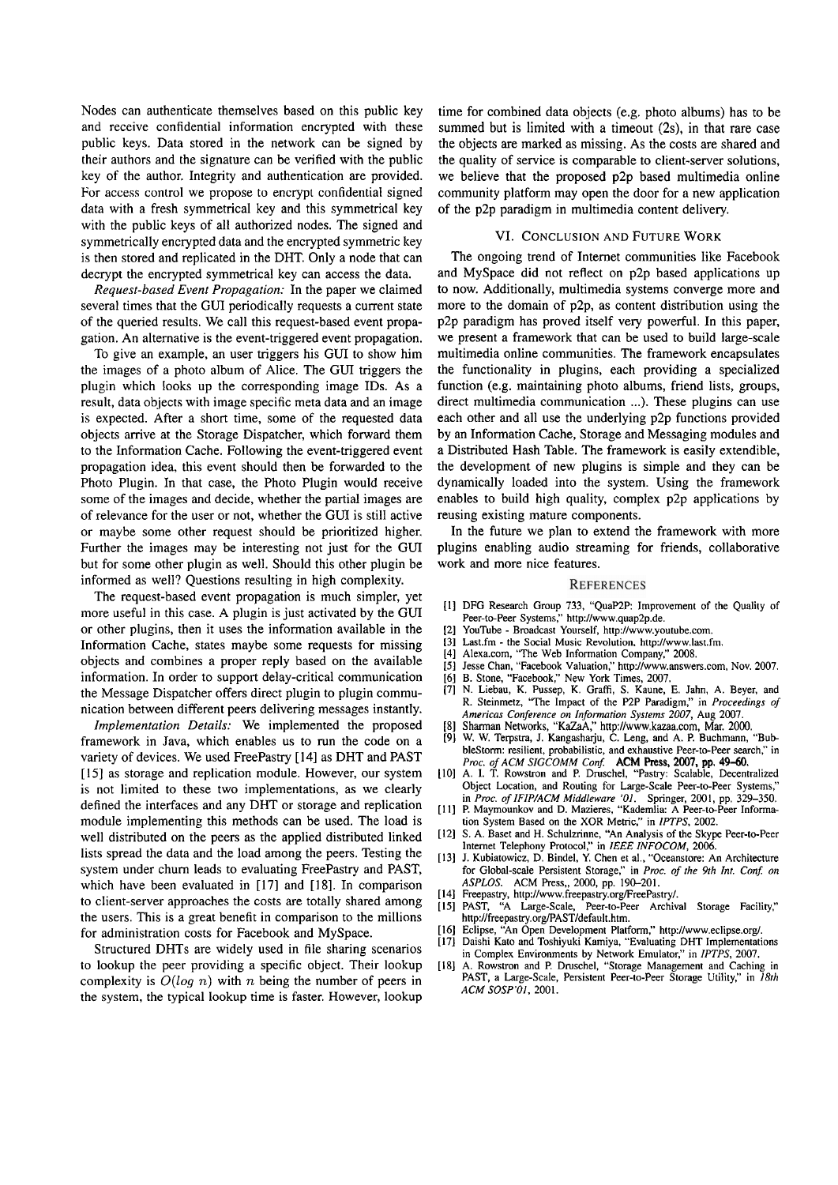Nodes can authenticate themselves based on this public key and receive confidential information encrypted with these public keys. Data stored in the network can be signed by their authors and the signature can be verified with the public key of the author. Integrity and authentication are provided. For access control we propose to encrypt confidential signed data with a fresh symmetrical key and this symmetrical key with the public keys of all authorized nodes. The signed and symmetrically encrypted data and the encrypted symmetric key is then stored and replicated in the DHT. Only a node that can decrypt the encrypted symmetrical key can access the data.

*Request-based Event Propagation:* In the paper we claimed several times that the GUI periodically requests a current state of the queried results. We call this request-based event propagation. An alternative is the event-triggered event propagation.

To give an example, an user triggers his GUI to show him the images of a photo album of Alice. The GUI triggers the plugin which looks up the corresponding image IDs. As a result, data objects with image specific meta data and an image is expected. After a short time, some of the requested data objects arrive at the Storage Dispatcher, which forward them to the Information Cache. Following the event-triggered event propagation idea, this event should then be forwarded to the Photo Plugin. In that case, the Photo Plugin would receive some of the images and decide, whether the partial images are of relevance for the user or not, whether the GUI is still active or maybe some other request should be prioritized higher. Further the images may be interesting not just for the GUI but for some other plugin as well. Should this other plugin be informed as well? Questions resulting in high complexity.

The request-based event propagation is much simpler, yet more useful in this case. A plugin is just activated by the GUI or other plugins, then it uses the information available in the Information Cache, states maybe some requests for missing objects and combines a proper reply based on the available information. In order to support delay-critical communication the Message Dispatcher offers direct plugin to plugin communication between different peers delivering messages instantly.

*Implementation Details:* We implemented the proposed framework in Java, which enables us to run the code on a variety of devices. We used FreePastry [14] as DHT and PAST [15] as storage and replication module. However, our system is not limited to these two implementations, as we clearly defined the interfaces and any DHT or storage and replication module implementing this methods can be used. The load is well distributed on the peers as the applied distributed linked lists spread the data and the load among the peers. Testing the system under churn leads to evaluating FreePastry and PAST, which have been evaluated in [17] and [18]. In comparison to client-server approaches the costs are totally shared among the users. This is a great benefit in comparison to the millions for administration costs for Facebook and MySpace.

Structured DHTs are widely used in file sharing scenarios to lookup the peer providing a specific object. Their lookup complexity is $O(log\ n)$ with $n$ being the number of peers in the system, the typical lookup time is faster. However, lookup time for combined data objects (e.g. photo albums) has to be summed but is limited with a timeout (2s), in that rare case the objects are marked as missing. As the costs are shared and the quality of service is comparable to client-server solutions, we believe that the proposed p2p based multimedia online community platform may open the door for a new application of the p2p paradigm in multimedia content delivery.

## VI. Conclusion and Future Work

The ongoing trend of Internet communities like Facebook and MySpace did not reflect on p2p based applications up to now. Additionally, multimedia systems converge more and more to the domain of p2p, as content distribution using the p2p paradigm has proved itself very powerful. In this paper, we present a framework that can be used to build large-scale multimedia online communities. The framework encapsulates the functionality in plugins, each providing a specialized function (e.g. maintaining photo albums, friend lists, groups, direct multimedia communication ...). These plugins can use each other and all use the underlying p2p functions provided by an Information Cache, Storage and Messaging modules and a Distributed Hash Table. The framework is easily extendible, the development of new plugins is simple and they can be dynamically loaded into the system. Using the framework enables to build high quality, complex p2p applications by reusing existing mature components.

In the future we plan to extend the framework with more plugins enabling audio streaming for friends, collaborative work and more nice features.

## References

[1] DFG Research Group 733, "QuaP2P: Improvement of the Quality of Peer-to-Peer Systems," http://www.quap2p.de.

[2] YouTube - Broadcast Yourself, http://www.youtube.com.

[3] Last.fm - the Social Music Revolution, http://www.last.fm.

[4] Alexa.com, "The Web Information Company," 2008.

[5] Jesse Chan, "Facebook Valuation," http://www.answers.com, Nov. 2007.

[6] B. Stone, "Facebook," New York Times, 2007.

[7] N. Liebau, K. Pussep, K. Graffi, S. Kaune, E. Jahn, A. Beyer, and R. Steinmetz, "The Impact of the P2P Paradigm," in *Proceedings of Americas Conference on Information Systems 2007*, Aug 2007.

[8] Sharman Networks, "KaZaA," http://www.kazaa.com, Mar. 2000.

[9] W. W. Terpstra, J. Kangasharju, C. Leng, and A. P. Buchmann, "BubbleStorm: resilient, probabilistic, and exhaustive Peer-to-Peer search," in *Proc. of ACM SIGCOMM Conf.* **ACM Press, 2007, pp. 49–60.**

[10] A. I. T. Rowstron and P. Druschel, "Pastry: Scalable, Decentralized Object Location, and Routing for Large-Scale Peer-to-Peer Systems," in *Proc. of IFIP/ACM Middleware '01*. Springer, 2001, pp. 329–350.

[11] P. Maymounkov and D. Mazieres, "Kademlia: A Peer-to-Peer Information System Based on the XOR Metric," in *IPTPS*, 2002.

[12] S. A. Baset and H. Schulzrinne, "An Analysis of the Skype Peer-to-Peer Internet Telephony Protocol," in *IEEE INFOCOM*, 2006.

[13] J. Kubiatowicz, D. Bindel, Y. Chen et al., "Oceanstore: An Architecture for Global-scale Persistent Storage," in *Proc. of the 9th Int. Conf. on ASPLOS*. ACM Press,, 2000, pp. 190–201.

[14] Freepastry, http://www.freepastry.org/FreePastry/.

[15] PAST, "A Large-Scale, Peer-to-Peer Archival Storage Facility," http://freepastry.org/PAST/default.htm.

[16] Eclipse, "An Open Development Platform," http://www.eclipse.org/.

[17] Daishi Kato and Toshiyuki Kamiya, "Evaluating DHT Implementations in Complex Environments by Network Emulator," in *IPTPS*, 2007.

[18] A. Rowstron and P. Druschel, "Storage Management and Caching in PAST, a Large-Scale, Persistent Peer-to-Peer Storage Utility," in *18th ACM SOSP'01*, 2001.